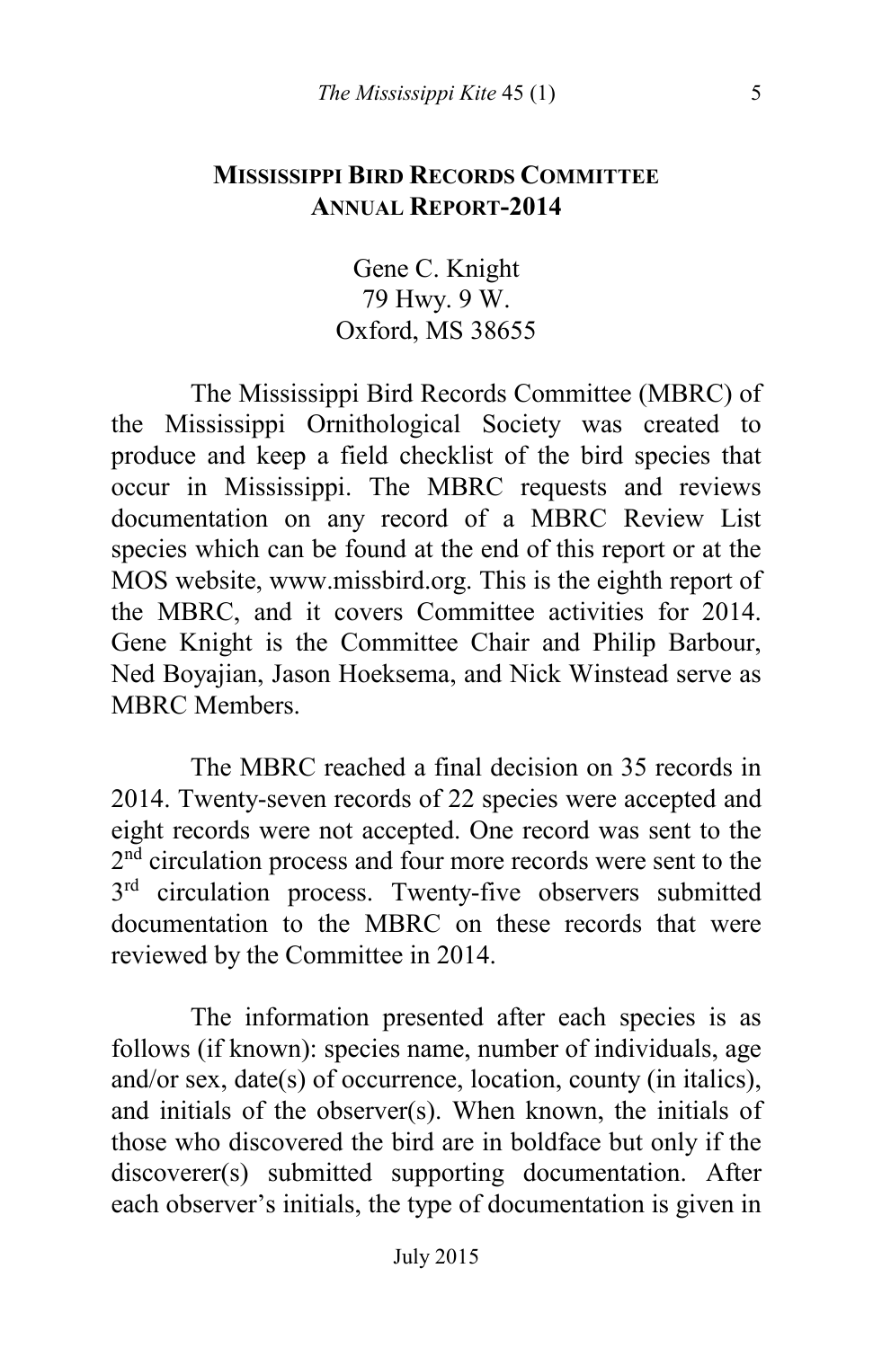# MISSISSIPPI BIRD RECORDS COMMITTEE ANNUAL REPORT-2014

Gene C. Knight
79 Hwy. 9 W.
Oxford, MS 38655

The Mississippi Bird Records Committee (MBRC) of the Mississippi Ornithological Society was created to produce and keep a field checklist of the bird species that occur in Mississippi. The MBRC requests and reviews documentation on any record of a MBRC Review List species which can be found at the end of this report or at the MOS website, www.missbird.org. This is the eighth report of the MBRC, and it covers Committee activities for 2014. Gene Knight is the Committee Chair and Philip Barbour, Ned Boyajian, Jason Hoeksema, and Nick Winstead serve as MBRC Members.

The MBRC reached a final decision on 35 records in 2014. Twenty-seven records of 22 species were accepted and eight records were not accepted. One record was sent to the 2nd circulation process and four more records were sent to the 3rd circulation process. Twenty-five observers submitted documentation to the MBRC on these records that were reviewed by the Committee in 2014.

The information presented after each species is as follows (if known): species name, number of individuals, age and/or sex, date(s) of occurrence, location, county (in italics), and initials of the observer(s). When known, the initials of those who discovered the bird are in boldface but only if the discoverer(s) submitted supporting documentation. After each observer's initials, the type of documentation is given in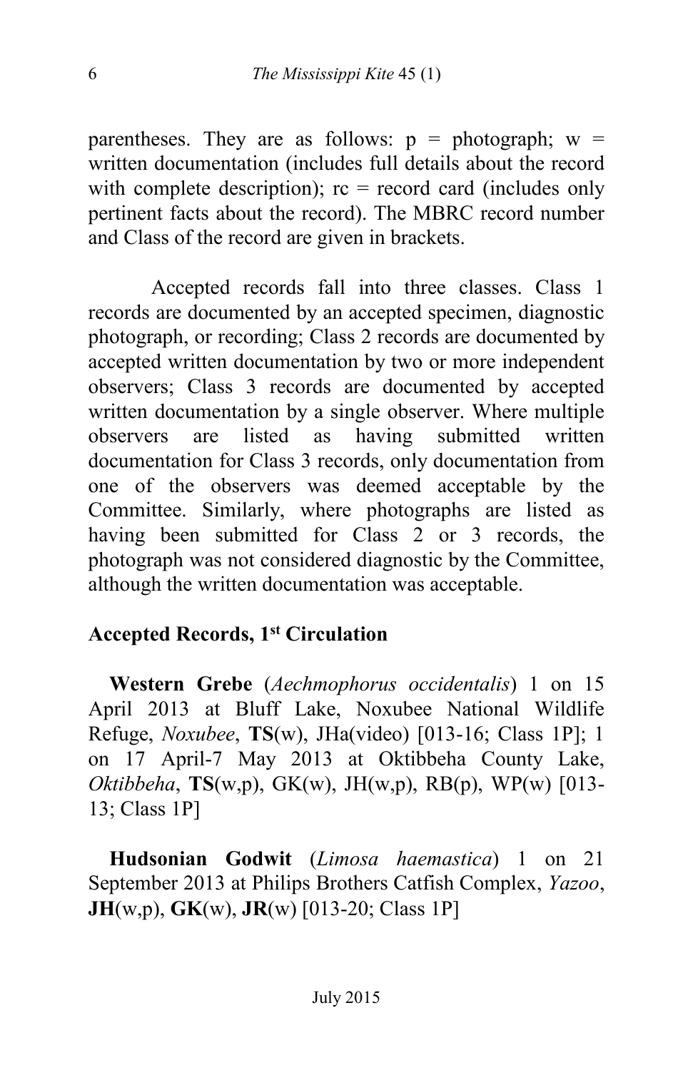parentheses. They are as follows: p = photograph; w = written documentation (includes full details about the record with complete description); rc = record card (includes only pertinent facts about the record). The MBRC record number and Class of the record are given in brackets.

Accepted records fall into three classes. Class 1 records are documented by an accepted specimen, diagnostic photograph, or recording; Class 2 records are documented by accepted written documentation by two or more independent observers; Class 3 records are documented by accepted written documentation by a single observer. Where multiple observers are listed as having submitted written documentation for Class 3 records, only documentation from one of the observers was deemed acceptable by the Committee. Similarly, where photographs are listed as having been submitted for Class 2 or 3 records, the photograph was not considered diagnostic by the Committee, although the written documentation was acceptable.

## Accepted Records, 1st Circulation

**Western Grebe** (*Aechmophorus occidentalis*) 1 on 15 April 2013 at Bluff Lake, Noxubee National Wildlife Refuge, *Noxubee*, **TS**(w), JHa(video) [013-16; Class 1P]; 1 on 17 April-7 May 2013 at Oktibbeha County Lake, *Oktibbeha*, **TS**(w,p), GK(w), JH(w,p), RB(p), WP(w) [013-13; Class 1P]

**Hudsonian Godwit** (*Limosa haemastica*) 1 on 21 September 2013 at Philips Brothers Catfish Complex, *Yazoo*, **JH**(w,p), **GK**(w), **JR**(w) [013-20; Class 1P]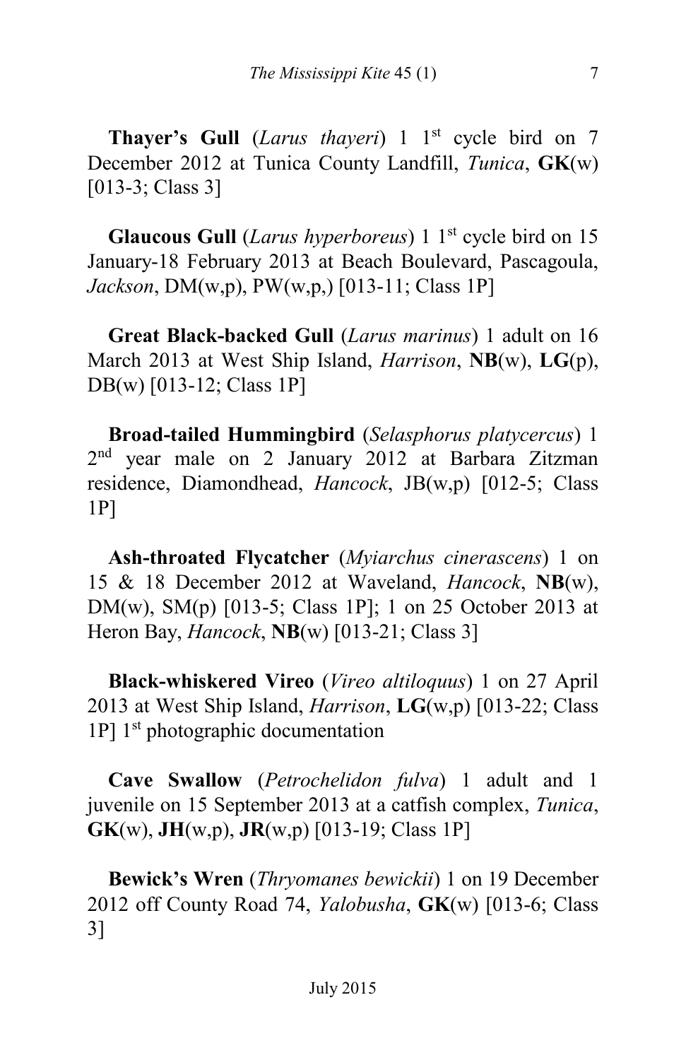**Thayer's Gull** (*Larus thayeri*) 1 1st cycle bird on 7 December 2012 at Tunica County Landfill, *Tunica*, **GK**(w) [013-3; Class 3]

**Glaucous Gull** (*Larus hyperboreus*) 1 1st cycle bird on 15 January-18 February 2013 at Beach Boulevard, Pascagoula, *Jackson*, DM(w,p), PW(w,p,) [013-11; Class 1P]

**Great Black-backed Gull** (*Larus marinus*) 1 adult on 16 March 2013 at West Ship Island, *Harrison*, **NB**(w), **LG**(p), DB(w) [013-12; Class 1P]

**Broad-tailed Hummingbird** (*Selasphorus platycercus*) 1 2nd year male on 2 January 2012 at Barbara Zitzman residence, Diamondhead, *Hancock*, JB(w,p) [012-5; Class 1P]

**Ash-throated Flycatcher** (*Myiarchus cinerascens*) 1 on 15 & 18 December 2012 at Waveland, *Hancock*, **NB**(w), DM(w), SM(p) [013-5; Class 1P]; 1 on 25 October 2013 at Heron Bay, *Hancock*, **NB**(w) [013-21; Class 3]

**Black-whiskered Vireo** (*Vireo altiloquus*) 1 on 27 April 2013 at West Ship Island, *Harrison*, **LG**(w,p) [013-22; Class 1P] 1st photographic documentation

**Cave Swallow** (*Petrochelidon fulva*) 1 adult and 1 juvenile on 15 September 2013 at a catfish complex, *Tunica*, **GK**(w), **JH**(w,p), **JR**(w,p) [013-19; Class 1P]

**Bewick's Wren** (*Thryomanes bewickii*) 1 on 19 December 2012 off County Road 74, *Yalobusha*, **GK**(w) [013-6; Class 3]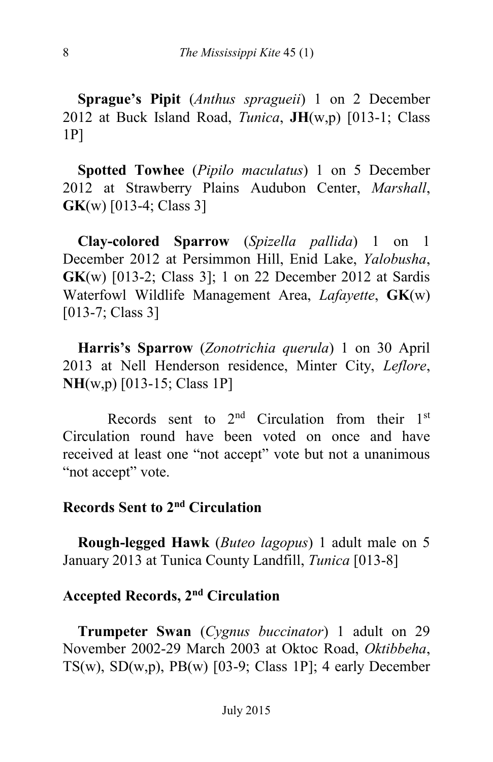**Sprague's Pipit** (*Anthus spragueii*) 1 on 2 December 2012 at Buck Island Road, *Tunica*, **JH**(w,p) [013-1; Class 1P]

**Spotted Towhee** (*Pipilo maculatus*) 1 on 5 December 2012 at Strawberry Plains Audubon Center, *Marshall*, **GK**(w) [013-4; Class 3]

**Clay-colored Sparrow** (*Spizella pallida*) 1 on 1 December 2012 at Persimmon Hill, Enid Lake, *Yalobusha*, **GK**(w) [013-2; Class 3]; 1 on 22 December 2012 at Sardis Waterfowl Wildlife Management Area, *Lafayette*, **GK**(w) [013-7; Class 3]

**Harris's Sparrow** (*Zonotrichia querula*) 1 on 30 April 2013 at Nell Henderson residence, Minter City, *Leflore*, **NH**(w,p) [013-15; Class 1P]

Records sent to 2nd Circulation from their 1st Circulation round have been voted on once and have received at least one "not accept" vote but not a unanimous "not accept" vote.

## Records Sent to 2nd Circulation

**Rough-legged Hawk** (*Buteo lagopus*) 1 adult male on 5 January 2013 at Tunica County Landfill, *Tunica* [013-8]

## Accepted Records, 2nd Circulation

**Trumpeter Swan** (*Cygnus buccinator*) 1 adult on 29 November 2002-29 March 2003 at Oktoc Road, *Oktibbeha*, TS(w), SD(w,p), PB(w) [03-9; Class 1P]; 4 early December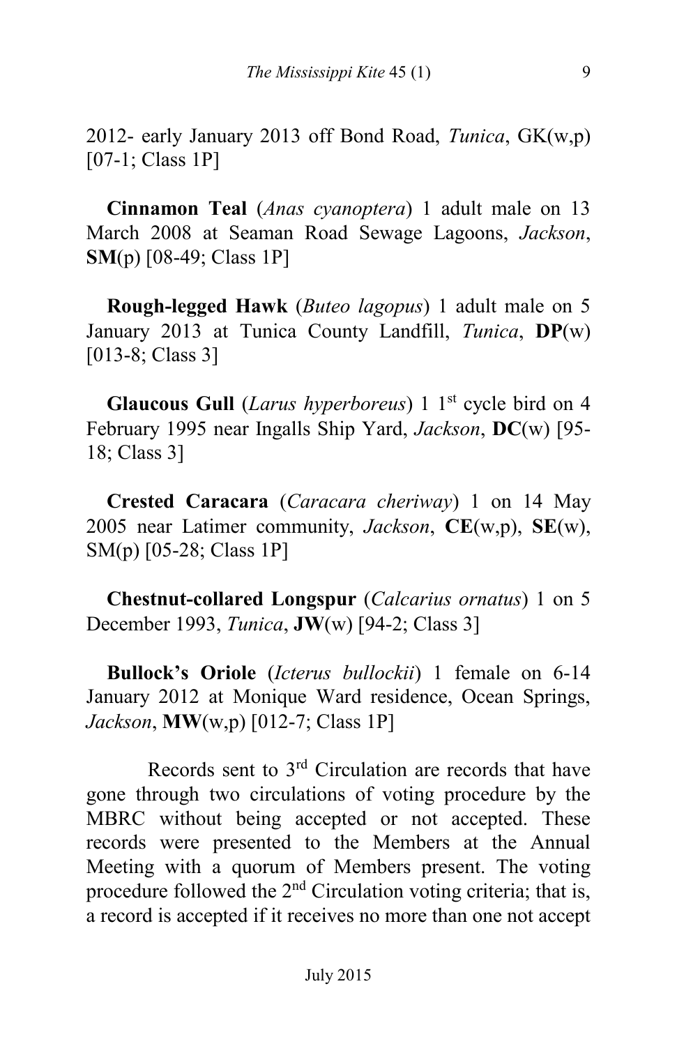2012- early January 2013 off Bond Road, *Tunica*, GK(w,p) [07-1; Class 1P]

**Cinnamon Teal** (*Anas cyanoptera*) 1 adult male on 13 March 2008 at Seaman Road Sewage Lagoons, *Jackson*, **SM**(p) [08-49; Class 1P]

**Rough-legged Hawk** (*Buteo lagopus*) 1 adult male on 5 January 2013 at Tunica County Landfill, *Tunica*, **DP**(w) [013-8; Class 3]

**Glaucous Gull** (*Larus hyperboreus*) 1 1st cycle bird on 4 February 1995 near Ingalls Ship Yard, *Jackson*, **DC**(w) [95-18; Class 3]

**Crested Caracara** (*Caracara cheriway*) 1 on 14 May 2005 near Latimer community, *Jackson*, **CE**(w,p), **SE**(w), SM(p) [05-28; Class 1P]

**Chestnut-collared Longspur** (*Calcarius ornatus*) 1 on 5 December 1993, *Tunica*, **JW**(w) [94-2; Class 3]

**Bullock's Oriole** (*Icterus bullockii*) 1 female on 6-14 January 2012 at Monique Ward residence, Ocean Springs, *Jackson*, **MW**(w,p) [012-7; Class 1P]

Records sent to 3rd Circulation are records that have gone through two circulations of voting procedure by the MBRC without being accepted or not accepted. These records were presented to the Members at the Annual Meeting with a quorum of Members present. The voting procedure followed the 2nd Circulation voting criteria; that is, a record is accepted if it receives no more than one not accept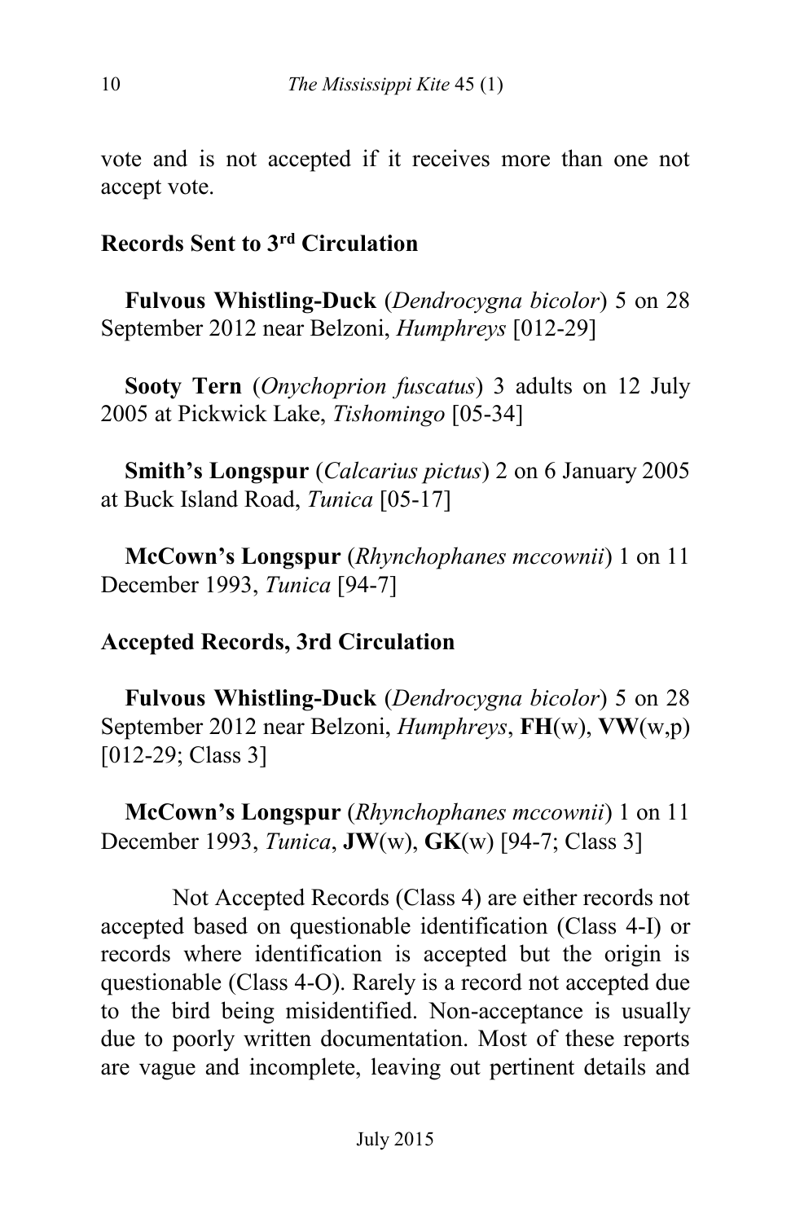vote and is not accepted if it receives more than one not accept vote.

## Records Sent to 3rd Circulation

**Fulvous Whistling-Duck** (*Dendrocygna bicolor*) 5 on 28 September 2012 near Belzoni, *Humphreys* [012-29]

**Sooty Tern** (*Onychoprion fuscatus*) 3 adults on 12 July 2005 at Pickwick Lake, *Tishomingo* [05-34]

**Smith's Longspur** (*Calcarius pictus*) 2 on 6 January 2005 at Buck Island Road, *Tunica* [05-17]

**McCown's Longspur** (*Rhynchophanes mccownii*) 1 on 11 December 1993, *Tunica* [94-7]

## Accepted Records, 3rd Circulation

**Fulvous Whistling-Duck** (*Dendrocygna bicolor*) 5 on 28 September 2012 near Belzoni, *Humphreys*, **FH**(w), **VW**(w,p) [012-29; Class 3]

**McCown's Longspur** (*Rhynchophanes mccownii*) 1 on 11 December 1993, *Tunica*, **JW**(w), **GK**(w) [94-7; Class 3]

Not Accepted Records (Class 4) are either records not accepted based on questionable identification (Class 4-I) or records where identification is accepted but the origin is questionable (Class 4-O). Rarely is a record not accepted due to the bird being misidentified. Non-acceptance is usually due to poorly written documentation. Most of these reports are vague and incomplete, leaving out pertinent details and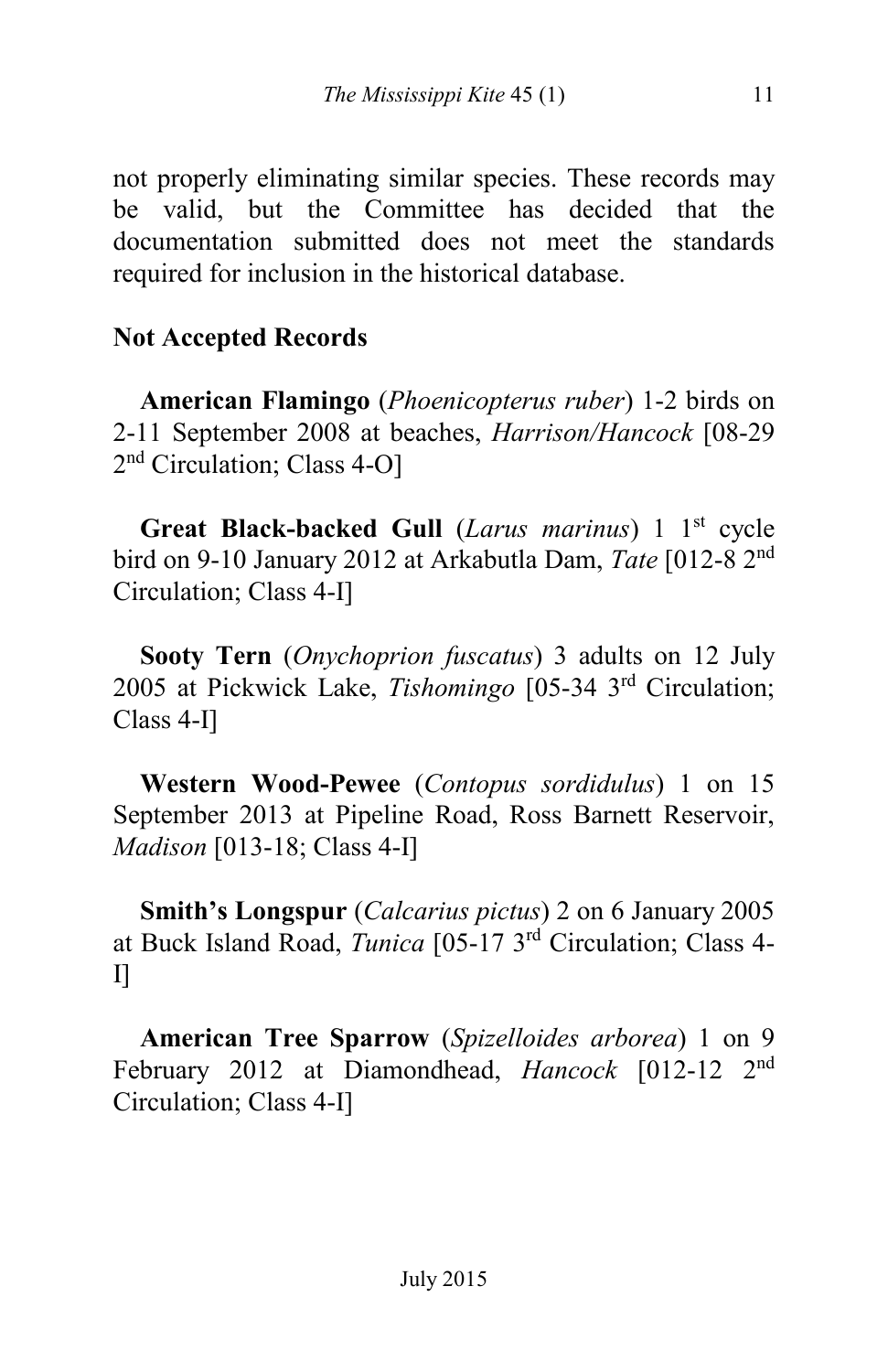not properly eliminating similar species. These records may be valid, but the Committee has decided that the documentation submitted does not meet the standards required for inclusion in the historical database.

## Not Accepted Records

**American Flamingo** (*Phoenicopterus ruber*) 1-2 birds on 2-11 September 2008 at beaches, *Harrison/Hancock* [08-29 2nd Circulation; Class 4-O]

**Great Black-backed Gull** (*Larus marinus*) 1 1st cycle bird on 9-10 January 2012 at Arkabutla Dam, *Tate* [012-8 2nd Circulation; Class 4-I]

**Sooty Tern** (*Onychoprion fuscatus*) 3 adults on 12 July 2005 at Pickwick Lake, *Tishomingo* [05-34 3rd Circulation; Class 4-I]

**Western Wood-Pewee** (*Contopus sordidulus*) 1 on 15 September 2013 at Pipeline Road, Ross Barnett Reservoir, *Madison* [013-18; Class 4-I]

**Smith's Longspur** (*Calcarius pictus*) 2 on 6 January 2005 at Buck Island Road, *Tunica* [05-17 3rd Circulation; Class 4-I]

**American Tree Sparrow** (*Spizelloides arborea*) 1 on 9 February 2012 at Diamondhead, *Hancock* [012-12 2nd Circulation; Class 4-I]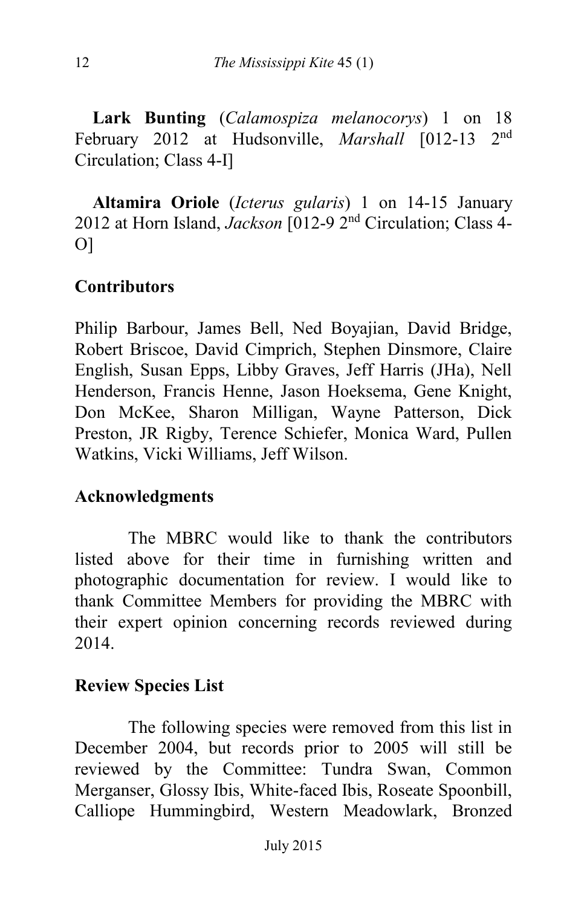**Lark Bunting** (*Calamospiza melanocorys*) 1 on 18 February 2012 at Hudsonville, *Marshall* [012-13 2nd Circulation; Class 4-I]

**Altamira Oriole** (*Icterus gularis*) 1 on 14-15 January 2012 at Horn Island, *Jackson* [012-9 2nd Circulation; Class 4-O]

## Contributors

Philip Barbour, James Bell, Ned Boyajian, David Bridge, Robert Briscoe, David Cimprich, Stephen Dinsmore, Claire English, Susan Epps, Libby Graves, Jeff Harris (JHa), Nell Henderson, Francis Henne, Jason Hoeksema, Gene Knight, Don McKee, Sharon Milligan, Wayne Patterson, Dick Preston, JR Rigby, Terence Schiefer, Monica Ward, Pullen Watkins, Vicki Williams, Jeff Wilson.

## Acknowledgments

The MBRC would like to thank the contributors listed above for their time in furnishing written and photographic documentation for review. I would like to thank Committee Members for providing the MBRC with their expert opinion concerning records reviewed during 2014.

## Review Species List

The following species were removed from this list in December 2004, but records prior to 2005 will still be reviewed by the Committee: Tundra Swan, Common Merganser, Glossy Ibis, White-faced Ibis, Roseate Spoonbill, Calliope Hummingbird, Western Meadowlark, Bronzed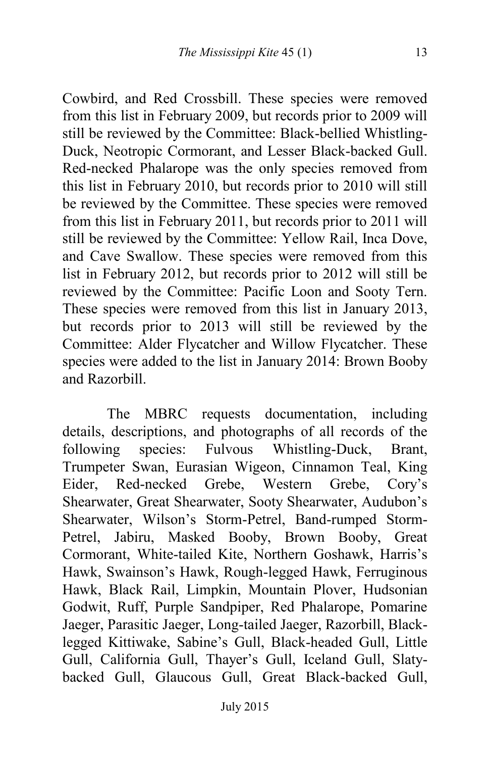Cowbird, and Red Crossbill. These species were removed from this list in February 2009, but records prior to 2009 will still be reviewed by the Committee: Black-bellied Whistling-Duck, Neotropic Cormorant, and Lesser Black-backed Gull. Red-necked Phalarope was the only species removed from this list in February 2010, but records prior to 2010 will still be reviewed by the Committee. These species were removed from this list in February 2011, but records prior to 2011 will still be reviewed by the Committee: Yellow Rail, Inca Dove, and Cave Swallow. These species were removed from this list in February 2012, but records prior to 2012 will still be reviewed by the Committee: Pacific Loon and Sooty Tern. These species were removed from this list in January 2013, but records prior to 2013 will still be reviewed by the Committee: Alder Flycatcher and Willow Flycatcher. These species were added to the list in January 2014: Brown Booby and Razorbill.

The MBRC requests documentation, including details, descriptions, and photographs of all records of the following species: Fulvous Whistling-Duck, Brant, Trumpeter Swan, Eurasian Wigeon, Cinnamon Teal, King Eider, Red-necked Grebe, Western Grebe, Cory's Shearwater, Great Shearwater, Sooty Shearwater, Audubon's Shearwater, Wilson's Storm-Petrel, Band-rumped Storm-Petrel, Jabiru, Masked Booby, Brown Booby, Great Cormorant, White-tailed Kite, Northern Goshawk, Harris's Hawk, Swainson's Hawk, Rough-legged Hawk, Ferruginous Hawk, Black Rail, Limpkin, Mountain Plover, Hudsonian Godwit, Ruff, Purple Sandpiper, Red Phalarope, Pomarine Jaeger, Parasitic Jaeger, Long-tailed Jaeger, Razorbill, Black-legged Kittiwake, Sabine's Gull, Black-headed Gull, Little Gull, California Gull, Thayer's Gull, Iceland Gull, Slaty-backed Gull, Glaucous Gull, Great Black-backed Gull,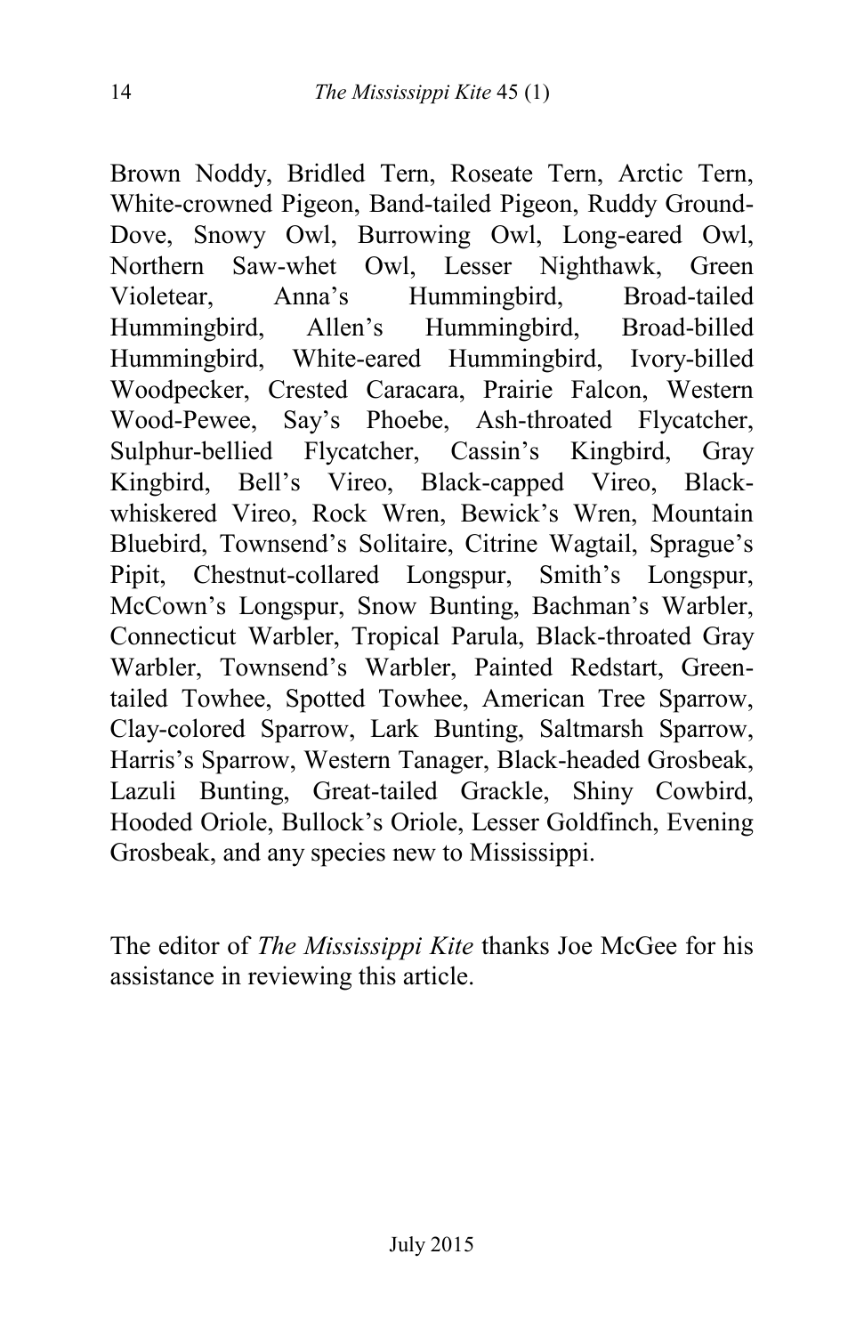Brown Noddy, Bridled Tern, Roseate Tern, Arctic Tern, White-crowned Pigeon, Band-tailed Pigeon, Ruddy Ground-Dove, Snowy Owl, Burrowing Owl, Long-eared Owl, Northern Saw-whet Owl, Lesser Nighthawk, Green Violetear, Anna's Hummingbird, Broad-tailed Hummingbird, Allen's Hummingbird, Broad-billed Hummingbird, White-eared Hummingbird, Ivory-billed Woodpecker, Crested Caracara, Prairie Falcon, Western Wood-Pewee, Say's Phoebe, Ash-throated Flycatcher, Sulphur-bellied Flycatcher, Cassin's Kingbird, Gray Kingbird, Bell's Vireo, Black-capped Vireo, Black-whiskered Vireo, Rock Wren, Bewick's Wren, Mountain Bluebird, Townsend's Solitaire, Citrine Wagtail, Sprague's Pipit, Chestnut-collared Longspur, Smith's Longspur, McCown's Longspur, Snow Bunting, Bachman's Warbler, Connecticut Warbler, Tropical Parula, Black-throated Gray Warbler, Townsend's Warbler, Painted Redstart, Green-tailed Towhee, Spotted Towhee, American Tree Sparrow, Clay-colored Sparrow, Lark Bunting, Saltmarsh Sparrow, Harris's Sparrow, Western Tanager, Black-headed Grosbeak, Lazuli Bunting, Great-tailed Grackle, Shiny Cowbird, Hooded Oriole, Bullock's Oriole, Lesser Goldfinch, Evening Grosbeak, and any species new to Mississippi.

The editor of *The Mississippi Kite* thanks Joe McGee for his assistance in reviewing this article.